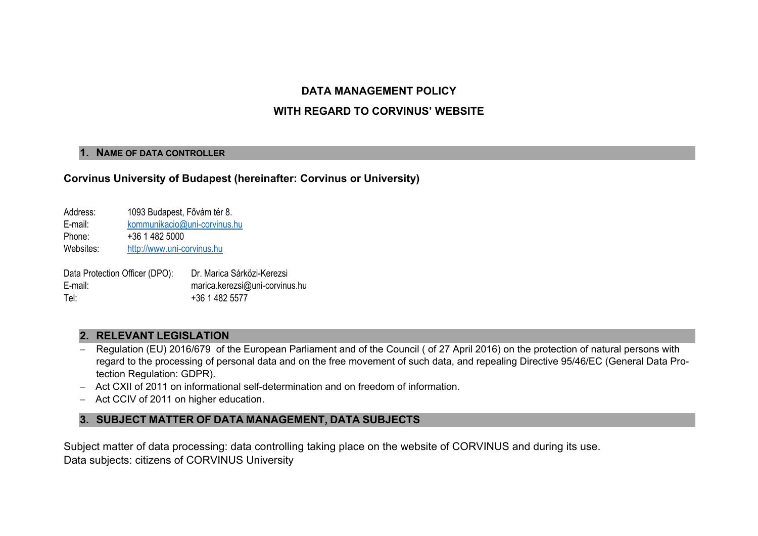# DATA MANAGEMENT POLICY

# WITH REGARD TO CORVINUS' WEBSITE

## 1. NAME OF DATA CONTROLLER

**Corvinus University of Budapest (hereinafter: Corvinus or University)**

Address: 1093 Budapest, Fővám tér 8.
E-mail: kommunikacio@uni-corvinus.hu
Phone: +36 1 482 5000
Websites: http://www.uni-corvinus.hu

Data Protection Officer (DPO): Dr. Marica Sárközi-Kerezsi
E-mail: marica.kerezsi@uni-corvinus.hu
Tel: +36 1 482 5577

## 2. RELEVANT LEGISLATION

- Regulation (EU) 2016/679 of the European Parliament and of the Council ( of 27 April 2016) on the protection of natural persons with regard to the processing of personal data and on the free movement of such data, and repealing Directive 95/46/EC (General Data Protection Regulation: GDPR).
- Act CXII of 2011 on informational self-determination and on freedom of information.
- Act CCIV of 2011 on higher education.

## 3. SUBJECT MATTER OF DATA MANAGEMENT, DATA SUBJECTS

Subject matter of data processing: data controlling taking place on the website of CORVINUS and during its use.
Data subjects: citizens of CORVINUS University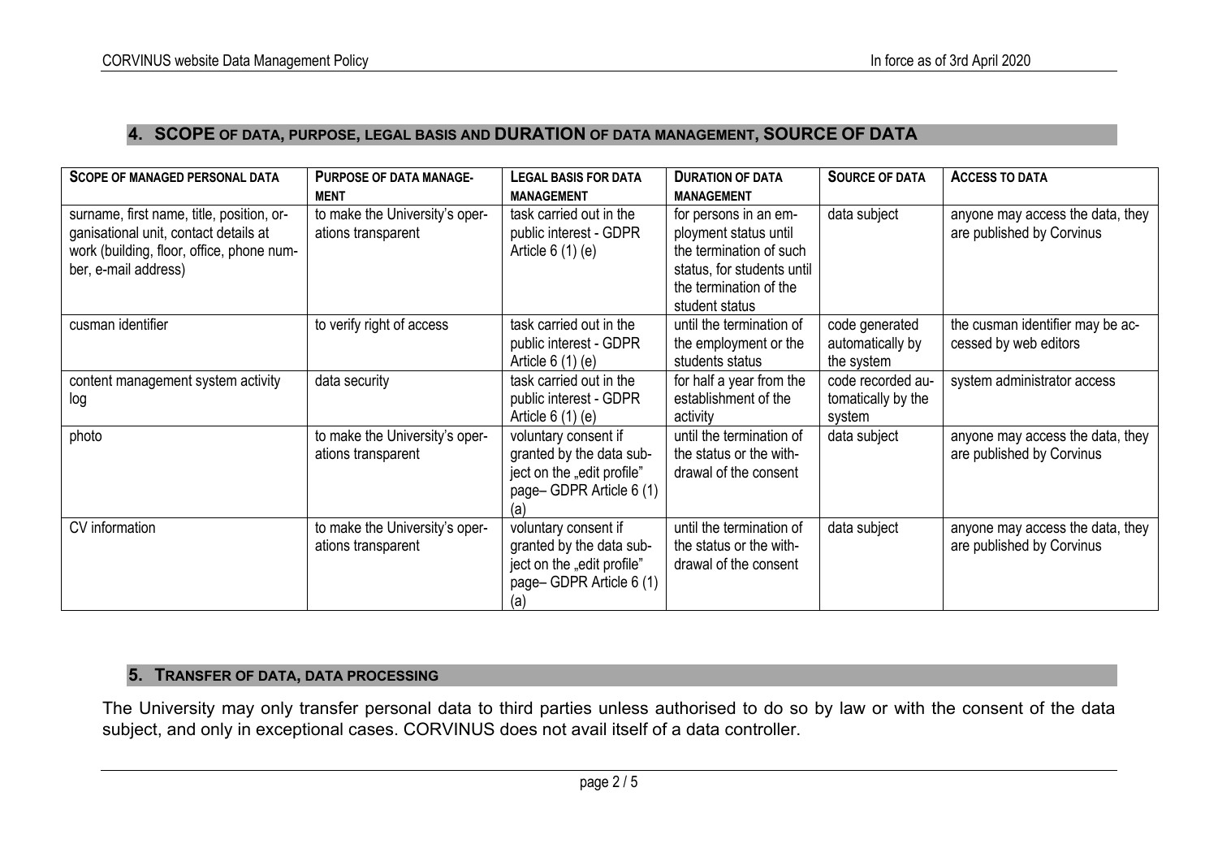## 4. SCOPE OF DATA, PURPOSE, LEGAL BASIS AND DURATION OF DATA MANAGEMENT, SOURCE OF DATA

| SCOPE OF MANAGED PERSONAL DATA | PURPOSE OF DATA MANAGEMENT | LEGAL BASIS FOR DATA MANAGEMENT | DURATION OF DATA MANAGEMENT | SOURCE OF DATA | ACCESS TO DATA |
|---|---|---|---|---|---|
| surname, first name, title, position, organisational unit, contact details at work (building, floor, office, phone number, e-mail address) | to make the University's operations transparent | task carried out in the public interest - GDPR Article 6 (1) (e) | for persons in an employment status until the termination of such status, for students until the termination of the student status | data subject | anyone may access the data, they are published by Corvinus |
| cusman identifier | to verify right of access | task carried out in the public interest - GDPR Article 6 (1) (e) | until the termination of the employment or the students status | code generated automatically by the system | the cusman identifier may be accessed by web editors |
| content management system activity log | data security | task carried out in the public interest - GDPR Article 6 (1) (e) | for half a year from the establishment of the activity | code recorded automatically by the system | system administrator access |
| photo | to make the University's operations transparent | voluntary consent if granted by the data subject on the „edit profile" page– GDPR Article 6 (1) (a) | until the termination of the status or the withdrawal of the consent | data subject | anyone may access the data, they are published by Corvinus |
| CV information | to make the University's operations transparent | voluntary consent if granted by the data subject on the „edit profile" page– GDPR Article 6 (1) (a) | until the termination of the status or the withdrawal of the consent | data subject | anyone may access the data, they are published by Corvinus |

## 5. TRANSFER OF DATA, DATA PROCESSING

The University may only transfer personal data to third parties unless authorised to do so by law or with the consent of the data subject, and only in exceptional cases. CORVINUS does not avail itself of a data controller.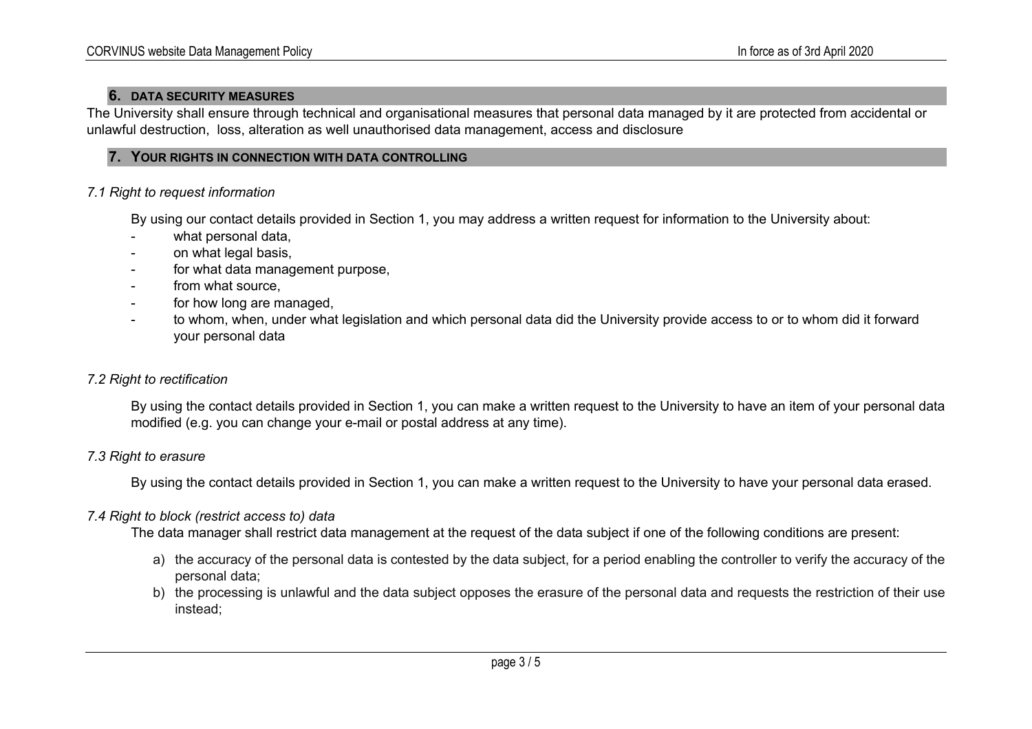## 6. DATA SECURITY MEASURES

The University shall ensure through technical and organisational measures that personal data managed by it are protected from accidental or unlawful destruction,  loss, alteration as well unauthorised data management, access and disclosure

## 7. YOUR RIGHTS IN CONNECTION WITH DATA CONTROLLING

### *7.1 Right to request information*

By using our contact details provided in Section 1, you may address a written request for information to the University about:

- what personal data,
- on what legal basis,
- for what data management purpose,
- from what source,
- for how long are managed,
- to whom, when, under what legislation and which personal data did the University provide access to or to whom did it forward your personal data

### *7.2 Right to rectification*

By using the contact details provided in Section 1, you can make a written request to the University to have an item of your personal data modified (e.g. you can change your e-mail or postal address at any time).

### *7.3 Right to erasure*

By using the contact details provided in Section 1, you can make a written request to the University to have your personal data erased.

### *7.4 Right to block (restrict access to) data*

The data manager shall restrict data management at the request of the data subject if one of the following conditions are present:

a) the accuracy of the personal data is contested by the data subject, for a period enabling the controller to verify the accuracy of the personal data;
b) the processing is unlawful and the data subject opposes the erasure of the personal data and requests the restriction of their use instead;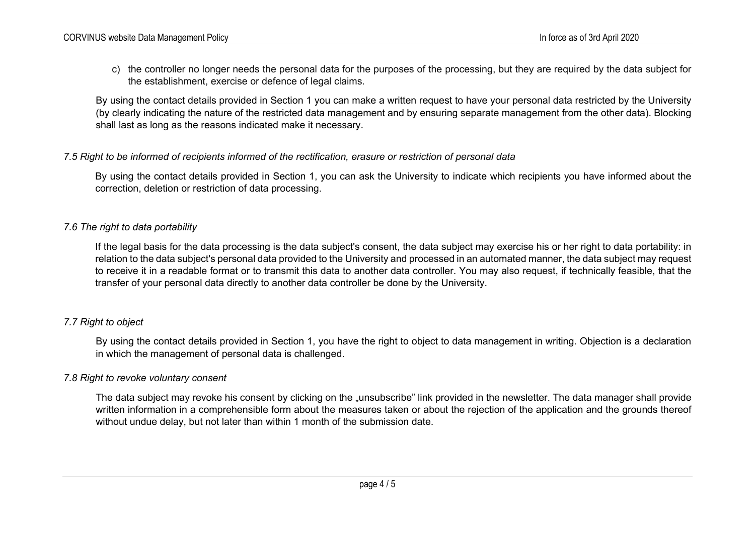c) the controller no longer needs the personal data for the purposes of the processing, but they are required by the data subject for the establishment, exercise or defence of legal claims.

By using the contact details provided in Section 1 you can make a written request to have your personal data restricted by the University (by clearly indicating the nature of the restricted data management and by ensuring separate management from the other data). Blocking shall last as long as the reasons indicated make it necessary.

### *7.5 Right to be informed of recipients informed of the rectification, erasure or restriction of personal data*

By using the contact details provided in Section 1, you can ask the University to indicate which recipients you have informed about the correction, deletion or restriction of data processing.

### *7.6 The right to data portability*

If the legal basis for the data processing is the data subject's consent, the data subject may exercise his or her right to data portability: in relation to the data subject's personal data provided to the University and processed in an automated manner, the data subject may request to receive it in a readable format or to transmit this data to another data controller. You may also request, if technically feasible, that the transfer of your personal data directly to another data controller be done by the University.

### *7.7 Right to object*

By using the contact details provided in Section 1, you have the right to object to data management in writing. Objection is a declaration in which the management of personal data is challenged.

### *7.8 Right to revoke voluntary consent*

The data subject may revoke his consent by clicking on the „unsubscribe" link provided in the newsletter. The data manager shall provide written information in a comprehensible form about the measures taken or about the rejection of the application and the grounds thereof without undue delay, but not later than within 1 month of the submission date.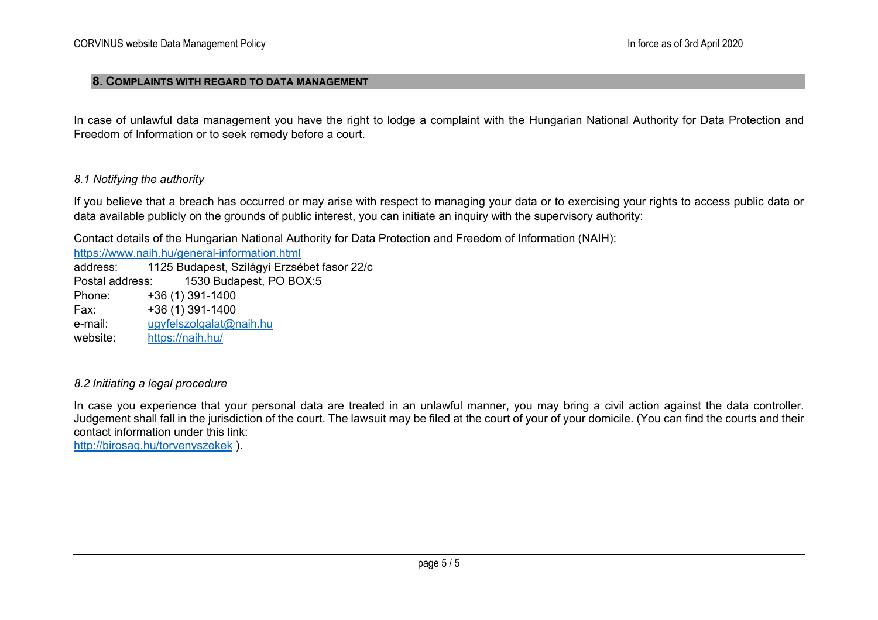## 8. Complaints with regard to data management

In case of unlawful data management you have the right to lodge a complaint with the Hungarian National Authority for Data Protection and Freedom of Information or to seek remedy before a court.

### *8.1 Notifying the authority*

If you believe that a breach has occurred or may arise with respect to managing your data or to exercising your rights to access public data or data available publicly on the grounds of public interest, you can initiate an inquiry with the supervisory authority:

Contact details of the Hungarian National Authority for Data Protection and Freedom of Information (NAIH):
https://www.naih.hu/general-information.html
address: 1125 Budapest, Szilágyi Erzsébet fasor 22/c
Postal address: 1530 Budapest, PO BOX:5
Phone: +36 (1) 391-1400
Fax: +36 (1) 391-1400
e-mail: ugyfelszolgalat@naih.hu
website: https://naih.hu/

### *8.2 Initiating a legal procedure*

In case you experience that your personal data are treated in an unlawful manner, you may bring a civil action against the data controller. Judgement shall fall in the jurisdiction of the court. The lawsuit may be filed at the court of your of your domicile. (You can find the courts and their contact information under this link:
http://birosag.hu/torvenyszekek ).